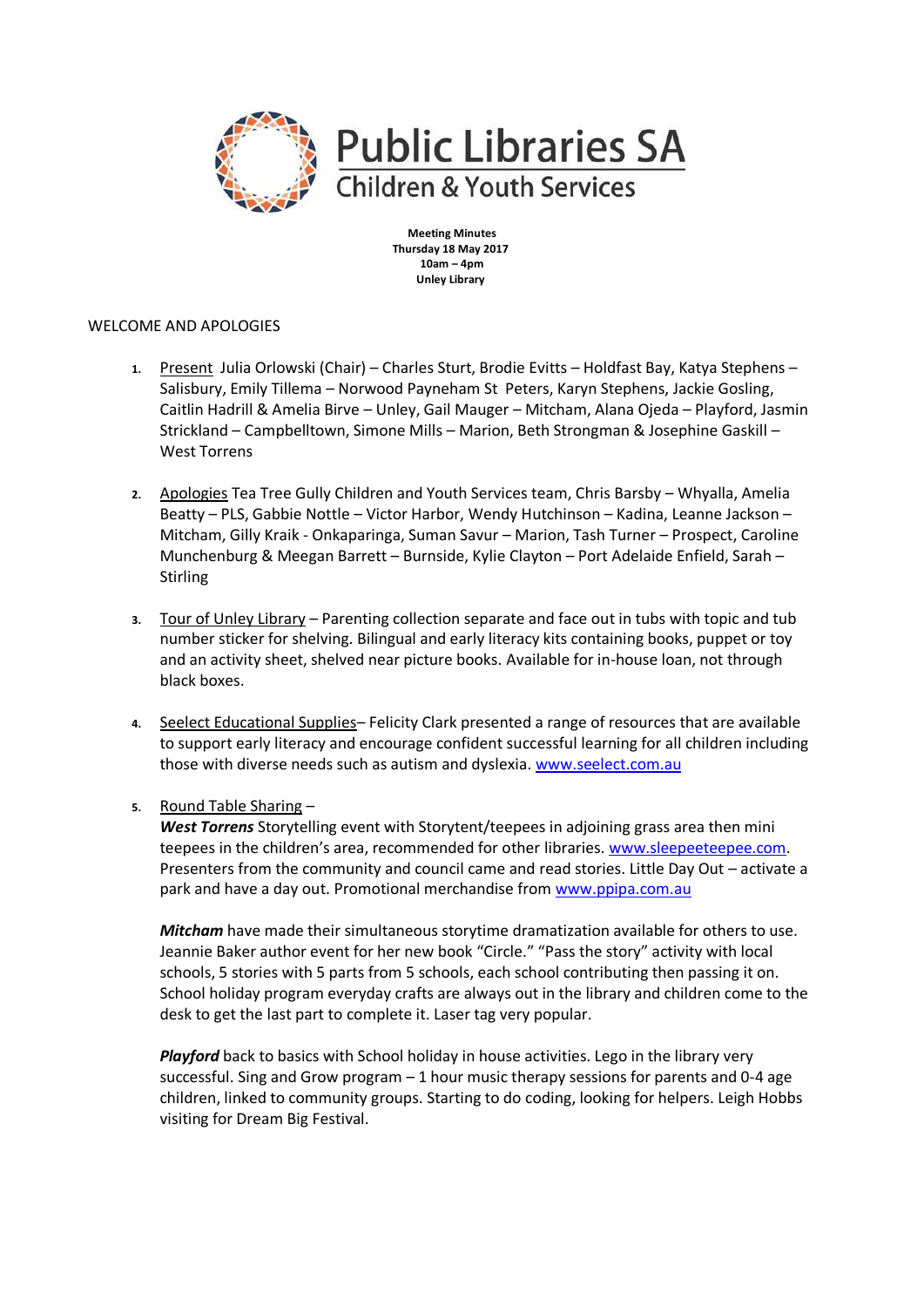# Public Libraries SA

## Children & Youth Services

**Meeting Minutes**
**Thursday 18 May 2017**
**10am – 4pm**
**Unley Library**

WELCOME AND APOLOGIES

1. Present Julia Orlowski (Chair) – Charles Sturt, Brodie Evitts – Holdfast Bay, Katya Stephens – Salisbury, Emily Tillema – Norwood Payneham St Peters, Karyn Stephens, Jackie Gosling, Caitlin Hadrill & Amelia Birve – Unley, Gail Mauger – Mitcham, Alana Ojeda – Playford, Jasmin Strickland – Campbelltown, Simone Mills – Marion, Beth Strongman & Josephine Gaskill – West Torrens

2. Apologies Tea Tree Gully Children and Youth Services team, Chris Barsby – Whyalla, Amelia Beatty – PLS, Gabbie Nottle – Victor Harbor, Wendy Hutchinson – Kadina, Leanne Jackson – Mitcham, Gilly Kraik - Onkaparinga, Suman Savur – Marion, Tash Turner – Prospect, Caroline Munchenburg & Meegan Barrett – Burnside, Kylie Clayton – Port Adelaide Enfield, Sarah – Stirling

3. Tour of Unley Library – Parenting collection separate and face out in tubs with topic and tub number sticker for shelving. Bilingual and early literacy kits containing books, puppet or toy and an activity sheet, shelved near picture books. Available for in-house loan, not through black boxes.

4. Seelect Educational Supplies– Felicity Clark presented a range of resources that are available to support early literacy and encourage confident successful learning for all children including those with diverse needs such as autism and dyslexia. www.seelect.com.au

5. Round Table Sharing –

   ***West Torrens*** Storytelling event with Storytent/teepees in adjoining grass area then mini teepees in the children's area, recommended for other libraries. www.sleepeeteepee.com. Presenters from the community and council came and read stories. Little Day Out – activate a park and have a day out. Promotional merchandise from www.ppipa.com.au

   ***Mitcham*** have made their simultaneous storytime dramatization available for others to use. Jeannie Baker author event for her new book "Circle." "Pass the story" activity with local schools, 5 stories with 5 parts from 5 schools, each school contributing then passing it on. School holiday program everyday crafts are always out in the library and children come to the desk to get the last part to complete it. Laser tag very popular.

   ***Playford*** back to basics with School holiday in house activities. Lego in the library very successful. Sing and Grow program – 1 hour music therapy sessions for parents and 0-4 age children, linked to community groups. Starting to do coding, looking for helpers. Leigh Hobbs visiting for Dream Big Festival.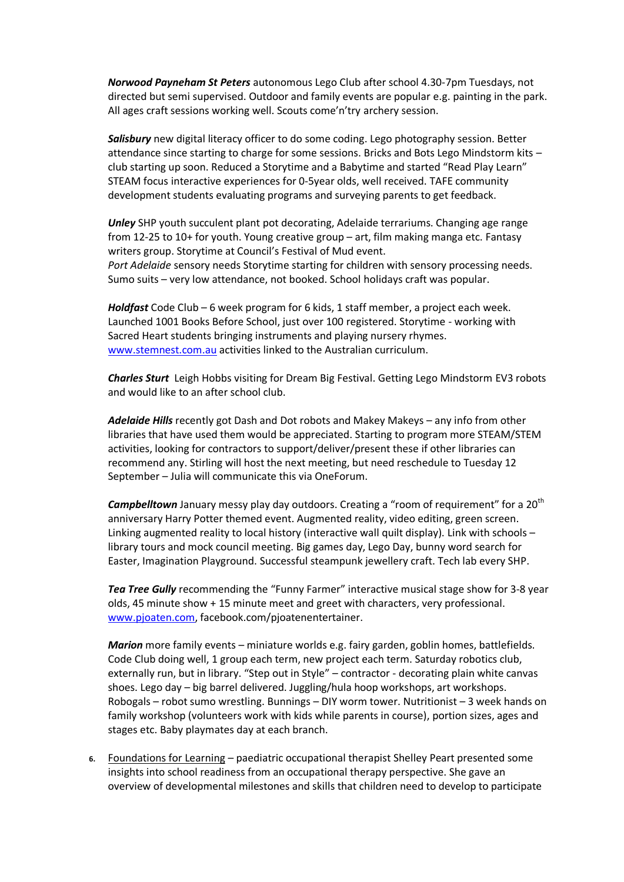***Norwood Payneham St Peters*** autonomous Lego Club after school 4.30-7pm Tuesdays, not directed but semi supervised. Outdoor and family events are popular e.g. painting in the park. All ages craft sessions working well. Scouts come'n'try archery session.

***Salisbury*** new digital literacy officer to do some coding. Lego photography session. Better attendance since starting to charge for some sessions. Bricks and Bots Lego Mindstorm kits – club starting up soon. Reduced a Storytime and a Babytime and started "Read Play Learn" STEAM focus interactive experiences for 0-5year olds, well received. TAFE community development students evaluating programs and surveying parents to get feedback.

***Unley*** SHP youth succulent plant pot decorating, Adelaide terrariums. Changing age range from 12-25 to 10+ for youth. Young creative group – art, film making manga etc. Fantasy writers group. Storytime at Council's Festival of Mud event.
*Port Adelaide* sensory needs Storytime starting for children with sensory processing needs. Sumo suits – very low attendance, not booked. School holidays craft was popular.

***Holdfast*** Code Club – 6 week program for 6 kids, 1 staff member, a project each week. Launched 1001 Books Before School, just over 100 registered. Storytime - working with Sacred Heart students bringing instruments and playing nursery rhymes. [www.stemnest.com.au](http://www.stemnest.com.au) activities linked to the Australian curriculum.

***Charles Sturt*** Leigh Hobbs visiting for Dream Big Festival. Getting Lego Mindstorm EV3 robots and would like to an after school club.

***Adelaide Hills*** recently got Dash and Dot robots and Makey Makeys – any info from other libraries that have used them would be appreciated. Starting to program more STEAM/STEM activities, looking for contractors to support/deliver/present these if other libraries can recommend any. Stirling will host the next meeting, but need reschedule to Tuesday 12 September – Julia will communicate this via OneForum.

***Campbelltown*** January messy play day outdoors. Creating a "room of requirement" for a 20th anniversary Harry Potter themed event. Augmented reality, video editing, green screen. Linking augmented reality to local history (interactive wall quilt display). Link with schools – library tours and mock council meeting. Big games day, Lego Day, bunny word search for Easter, Imagination Playground. Successful steampunk jewellery craft. Tech lab every SHP.

***Tea Tree Gully*** recommending the "Funny Farmer" interactive musical stage show for 3-8 year olds, 45 minute show + 15 minute meet and greet with characters, very professional. [www.pjoaten.com](http://www.pjoaten.com), facebook.com/pjoatenentertainer.

***Marion*** more family events – miniature worlds e.g. fairy garden, goblin homes, battlefields. Code Club doing well, 1 group each term, new project each term. Saturday robotics club, externally run, but in library. "Step out in Style" – contractor - decorating plain white canvas shoes. Lego day – big barrel delivered. Juggling/hula hoop workshops, art workshops. Robogals – robot sumo wrestling. Bunnings – DIY worm tower. Nutritionist – 3 week hands on family workshop (volunteers work with kids while parents in course), portion sizes, ages and stages etc. Baby playmates day at each branch.

6. Foundations for Learning – paediatric occupational therapist Shelley Peart presented some insights into school readiness from an occupational therapy perspective. She gave an overview of developmental milestones and skills that children need to develop to participate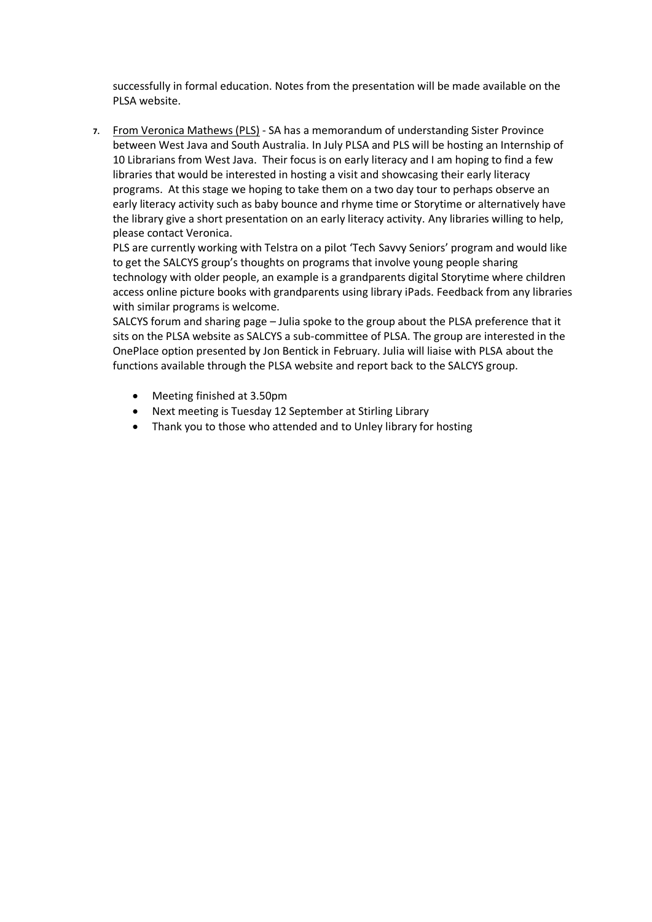successfully in formal education. Notes from the presentation will be made available on the PLSA website.

7. <u>From Veronica Mathews (PLS)</u> - SA has a memorandum of understanding Sister Province between West Java and South Australia. In July PLSA and PLS will be hosting an Internship of 10 Librarians from West Java. Their focus is on early literacy and I am hoping to find a few libraries that would be interested in hosting a visit and showcasing their early literacy programs. At this stage we hoping to take them on a two day tour to perhaps observe an early literacy activity such as baby bounce and rhyme time or Storytime or alternatively have the library give a short presentation on an early literacy activity. Any libraries willing to help, please contact Veronica.

   PLS are currently working with Telstra on a pilot 'Tech Savvy Seniors' program and would like to get the SALCYS group's thoughts on programs that involve young people sharing technology with older people, an example is a grandparents digital Storytime where children access online picture books with grandparents using library iPads. Feedback from any libraries with similar programs is welcome.

   SALCYS forum and sharing page – Julia spoke to the group about the PLSA preference that it sits on the PLSA website as SALCYS a sub-committee of PLSA. The group are interested in the OnePlace option presented by Jon Bentick in February. Julia will liaise with PLSA about the functions available through the PLSA website and report back to the SALCYS group.

- Meeting finished at 3.50pm
- Next meeting is Tuesday 12 September at Stirling Library
- Thank you to those who attended and to Unley library for hosting